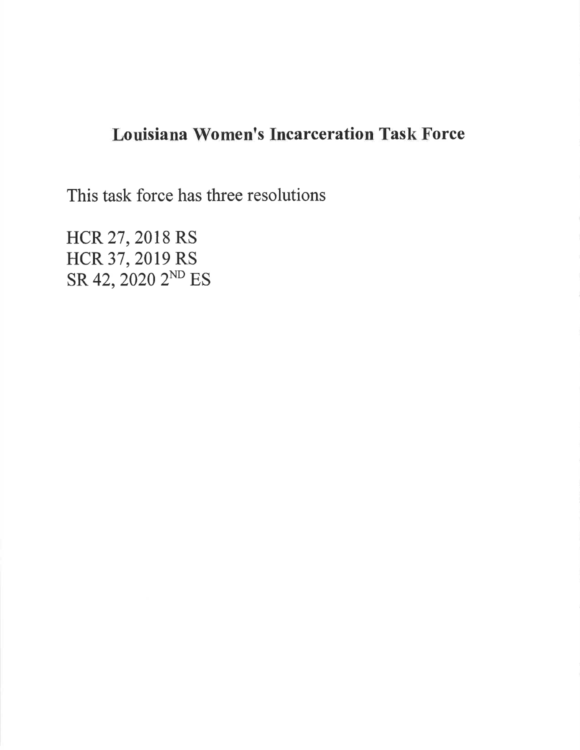# Louisiana Women's Incarceration Task Force

This task force has three resolutions

HCR 27, 2018 RS
HCR 37, 2019 RS
SR 42, 2020 2ND ES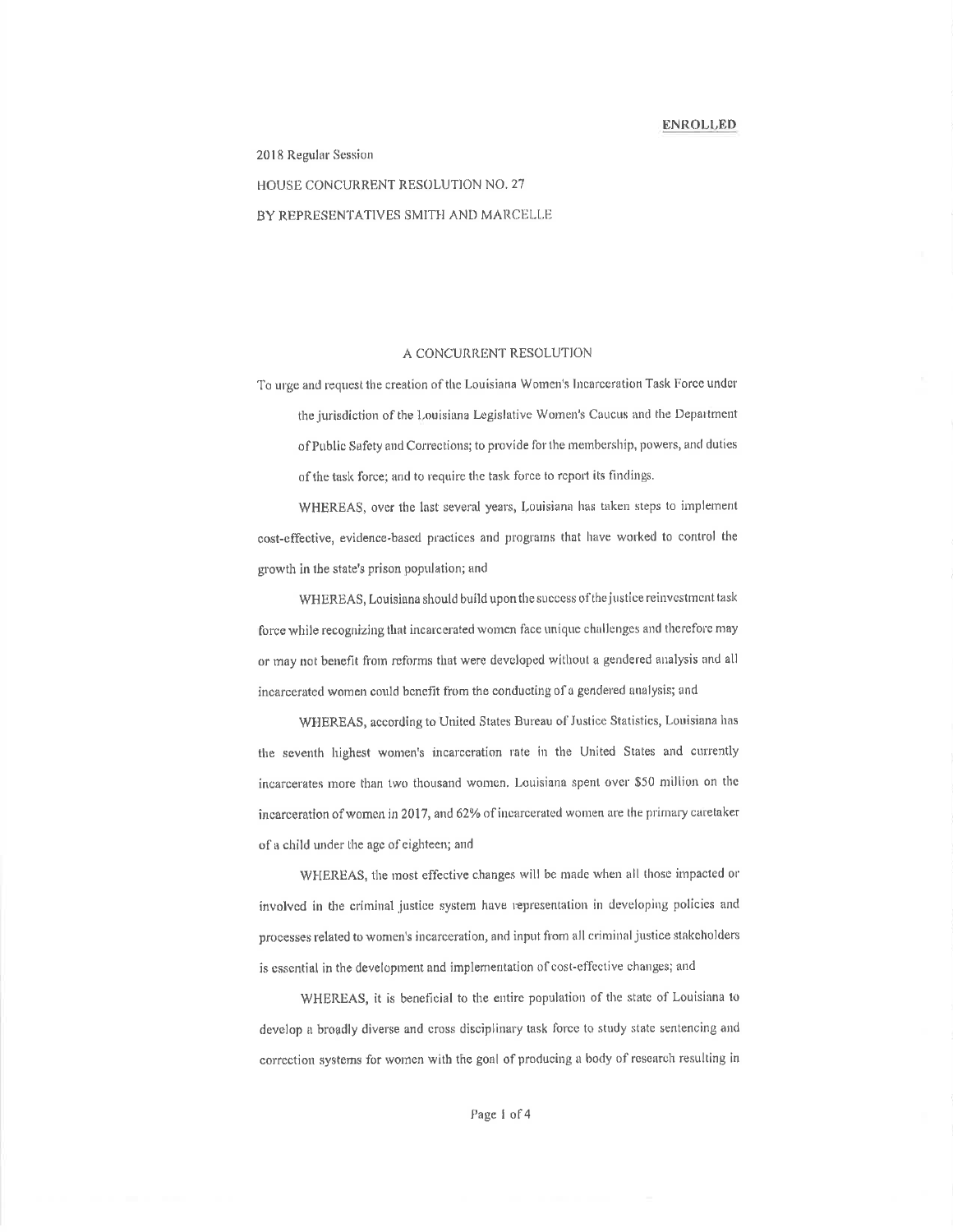**ENROLLED**

2018 Regular Session

HOUSE CONCURRENT RESOLUTION NO. 27

BY REPRESENTATIVES SMITH AND MARCELLE

A CONCURRENT RESOLUTION

To urge and request the creation of the Louisiana Women's Incarceration Task Force under the jurisdiction of the Louisiana Legislative Women's Caucus and the Department of Public Safety and Corrections; to provide for the membership, powers, and duties of the task force; and to require the task force to report its findings.

WHEREAS, over the last several years, Louisiana has taken steps to implement cost-effective, evidence-based practices and programs that have worked to control the growth in the state's prison population; and

WHEREAS, Louisiana should build upon the success of the justice reinvestment task force while recognizing that incarcerated women face unique challenges and therefore may or may not benefit from reforms that were developed without a gendered analysis and all incarcerated women could benefit from the conducting of a gendered analysis; and

WHEREAS, according to United States Bureau of Justice Statistics, Louisiana has the seventh highest women's incarceration rate in the United States and currently incarcerates more than two thousand women. Louisiana spent over $50 million on the incarceration of women in 2017, and 62% of incarcerated women are the primary caretaker of a child under the age of eighteen; and

WHEREAS, the most effective changes will be made when all those impacted or involved in the criminal justice system have representation in developing policies and processes related to women's incarceration, and input from all criminal justice stakeholders is essential in the development and implementation of cost-effective changes; and

WHEREAS, it is beneficial to the entire population of the state of Louisiana to develop a broadly diverse and cross disciplinary task force to study state sentencing and correction systems for women with the goal of producing a body of research resulting in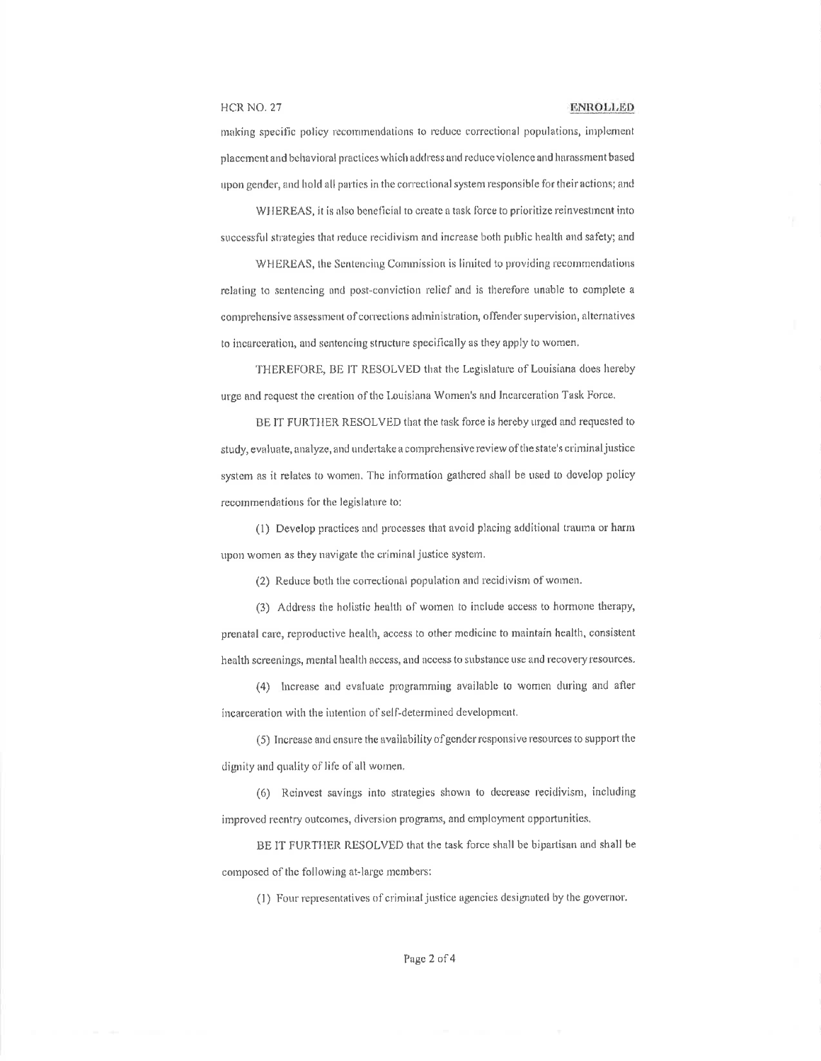making specific policy recommendations to reduce correctional populations, implement placement and behavioral practices which address and reduce violence and harassment based upon gender, and hold all parties in the correctional system responsible for their actions; and

WHEREAS, it is also beneficial to create a task force to prioritize reinvestment into successful strategies that reduce recidivism and increase both public health and safety; and

WHEREAS, the Sentencing Commission is limited to providing recommendations relating to sentencing and post-conviction relief and is therefore unable to complete a comprehensive assessment of corrections administration, offender supervision, alternatives to incarceration, and sentencing structure specifically as they apply to women.

THEREFORE, BE IT RESOLVED that the Legislature of Louisiana does hereby urge and request the creation of the Louisiana Women's and Incarceration Task Force.

BE IT FURTHER RESOLVED that the task force is hereby urged and requested to study, evaluate, analyze, and undertake a comprehensive review of the state's criminal justice system as it relates to women. The information gathered shall be used to develop policy recommendations for the legislature to:

(1) Develop practices and processes that avoid placing additional trauma or harm upon women as they navigate the criminal justice system.

(2) Reduce both the correctional population and recidivism of women.

(3) Address the holistic health of women to include access to hormone therapy, prenatal care, reproductive health, access to other medicine to maintain health, consistent health screenings, mental health access, and access to substance use and recovery resources.

(4) Increase and evaluate programming available to women during and after incarceration with the intention of self-determined development.

(5) Increase and ensure the availability of gender responsive resources to support the dignity and quality of life of all women.

(6) Reinvest savings into strategies shown to decrease recidivism, including improved reentry outcomes, diversion programs, and employment opportunities.

BE IT FURTHER RESOLVED that the task force shall be bipartisan and shall be composed of the following at-large members:

(1) Four representatives of criminal justice agencies designated by the governor.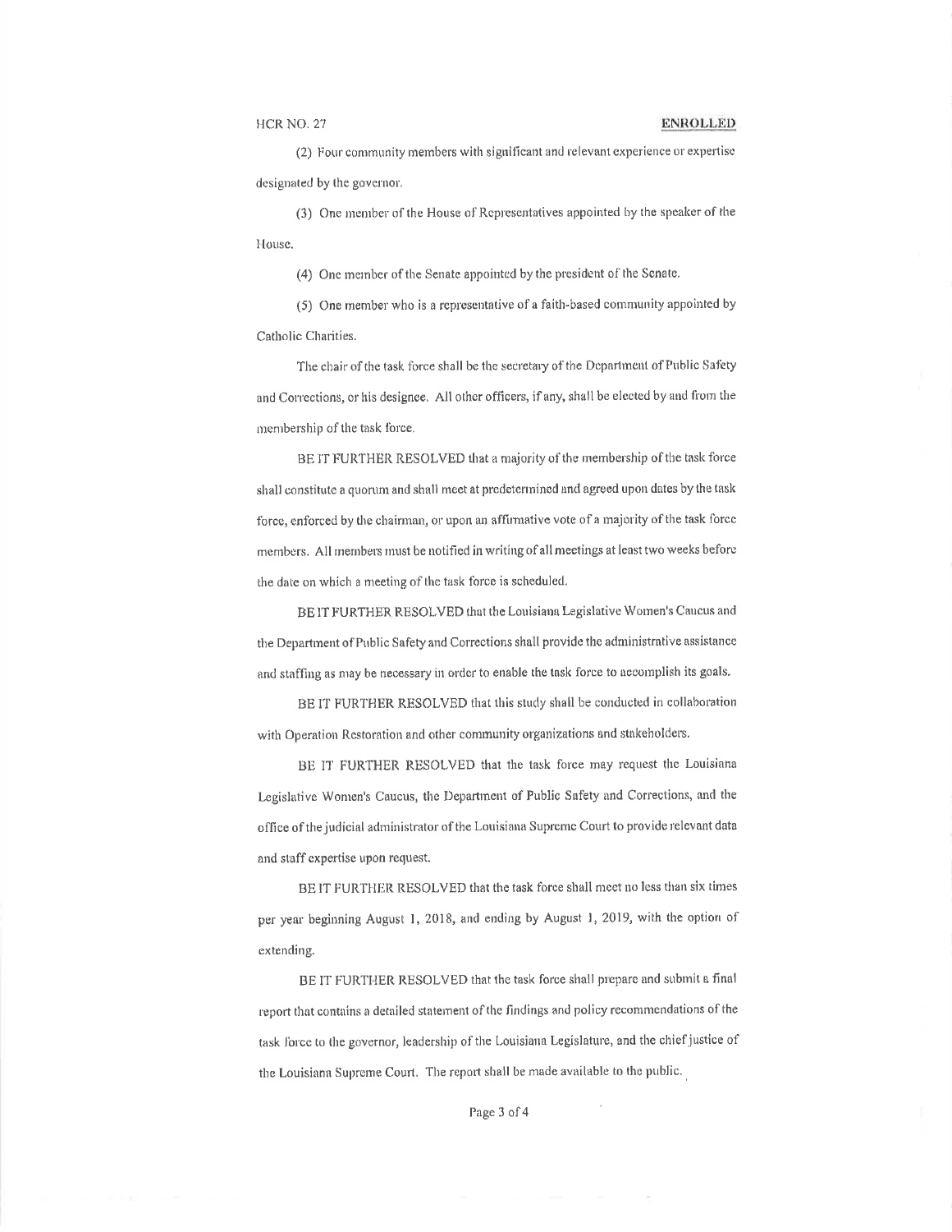(2) Four community members with significant and relevant experience or expertise designated by the governor.

(3) One member of the House of Representatives appointed by the speaker of the House.

(4) One member of the Senate appointed by the president of the Senate.

(5) One member who is a representative of a faith-based community appointed by Catholic Charities.

The chair of the task force shall be the secretary of the Department of Public Safety and Corrections, or his designee. All other officers, if any, shall be elected by and from the membership of the task force.

BE IT FURTHER RESOLVED that a majority of the membership of the task force shall constitute a quorum and shall meet at predetermined and agreed upon dates by the task force, enforced by the chairman, or upon an affirmative vote of a majority of the task force members. All members must be notified in writing of all meetings at least two weeks before the date on which a meeting of the task force is scheduled.

BE IT FURTHER RESOLVED that the Louisiana Legislative Women's Caucus and the Department of Public Safety and Corrections shall provide the administrative assistance and staffing as may be necessary in order to enable the task force to accomplish its goals.

BE IT FURTHER RESOLVED that this study shall be conducted in collaboration with Operation Restoration and other community organizations and stakeholders.

BE IT FURTHER RESOLVED that the task force may request the Louisiana Legislative Women's Caucus, the Department of Public Safety and Corrections, and the office of the judicial administrator of the Louisiana Supreme Court to provide relevant data and staff expertise upon request.

BE IT FURTHER RESOLVED that the task force shall meet no less than six times per year beginning August 1, 2018, and ending by August 1, 2019, with the option of extending.

BE IT FURTHER RESOLVED that the task force shall prepare and submit a final report that contains a detailed statement of the findings and policy recommendations of the task force to the governor, leadership of the Louisiana Legislature, and the chief justice of the Louisiana Supreme Court. The report shall be made available to the public.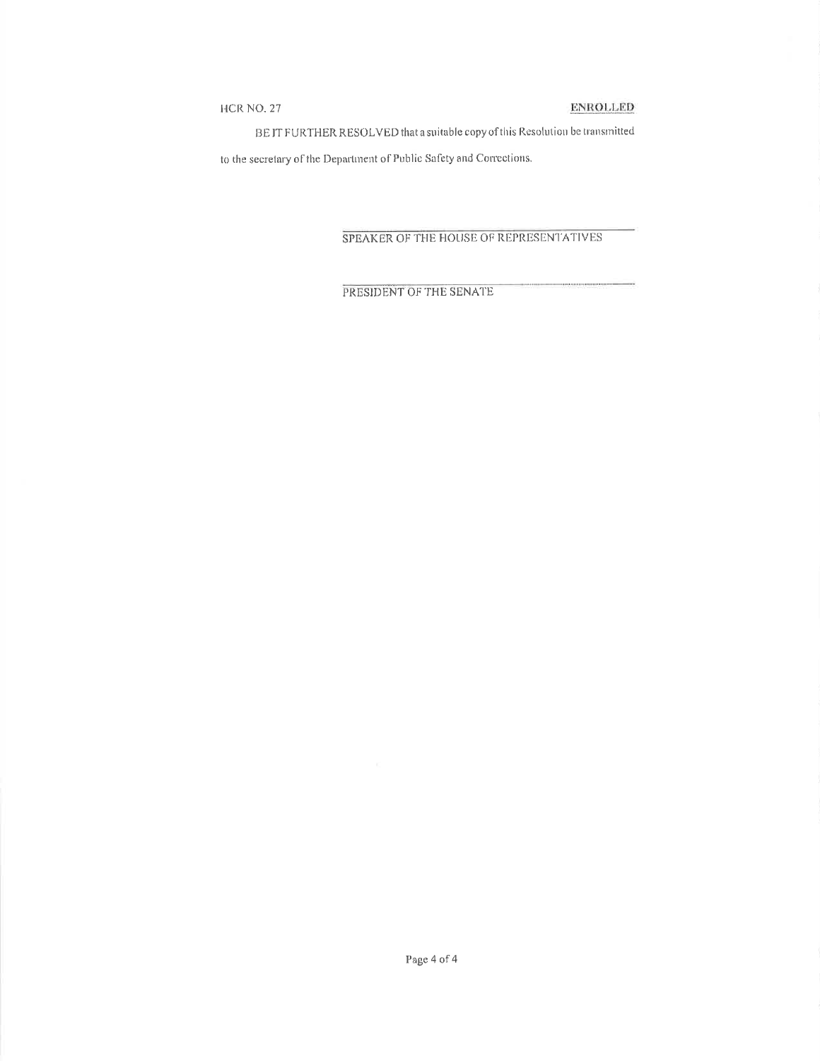BE IT FURTHER RESOLVED that a suitable copy of this Resolution be transmitted to the secretary of the Department of Public Safety and Corrections.

SPEAKER OF THE HOUSE OF REPRESENTATIVES

PRESIDENT OF THE SENATE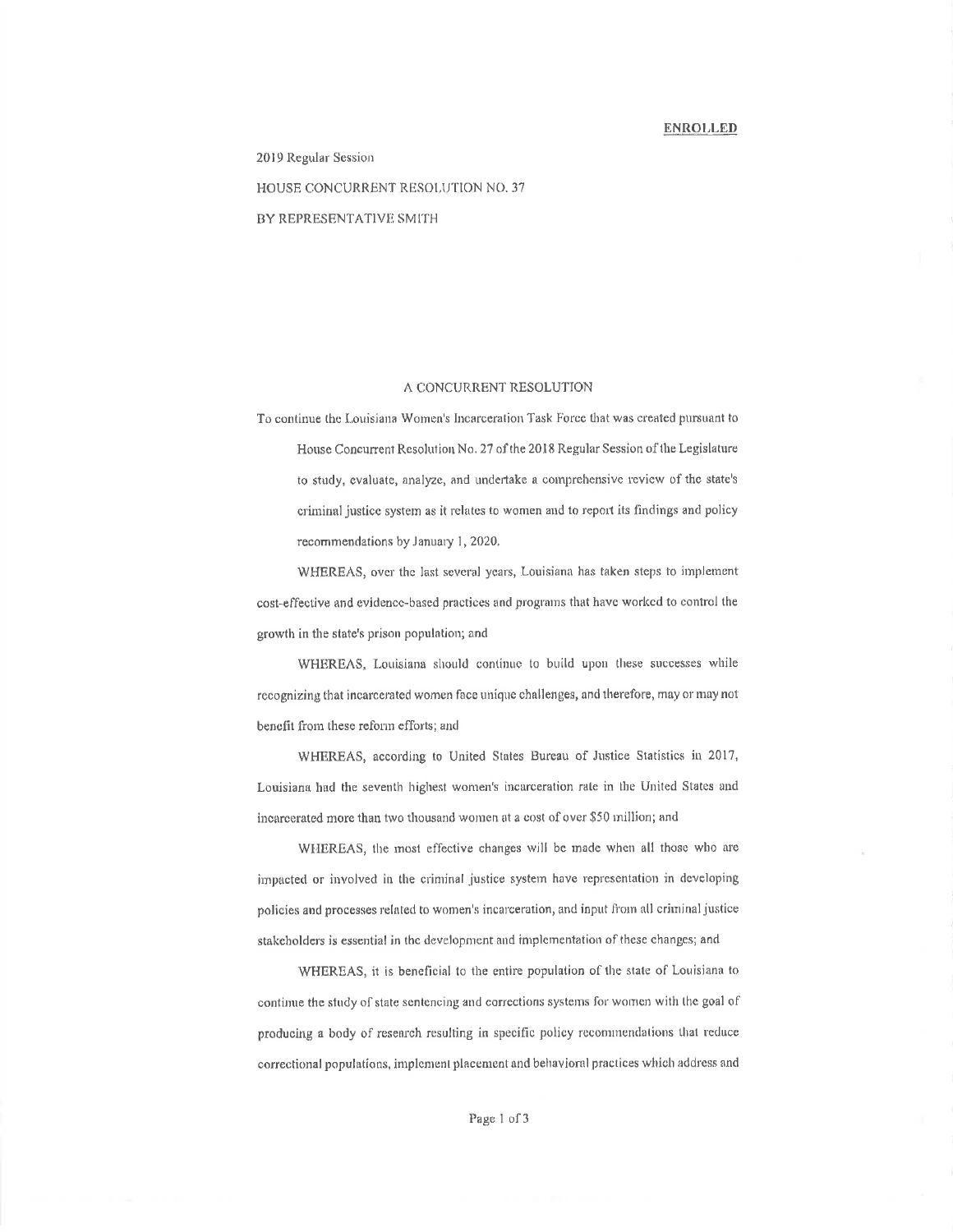**ENROLLED**

2019 Regular Session

HOUSE CONCURRENT RESOLUTION NO. 37

BY REPRESENTATIVE SMITH

A CONCURRENT RESOLUTION

To continue the Louisiana Women's Incarceration Task Force that was created pursuant to House Concurrent Resolution No. 27 of the 2018 Regular Session of the Legislature to study, evaluate, analyze, and undertake a comprehensive review of the state's criminal justice system as it relates to women and to report its findings and policy recommendations by January 1, 2020.

WHEREAS, over the last several years, Louisiana has taken steps to implement cost-effective and evidence-based practices and programs that have worked to control the growth in the state's prison population; and

WHEREAS, Louisiana should continue to build upon these successes while recognizing that incarcerated women face unique challenges, and therefore, may or may not benefit from these reform efforts; and

WHEREAS, according to United States Bureau of Justice Statistics in 2017, Louisiana had the seventh highest women's incarceration rate in the United States and incarcerated more than two thousand women at a cost of over $50 million; and

WHEREAS, the most effective changes will be made when all those who are impacted or involved in the criminal justice system have representation in developing policies and processes related to women's incarceration, and input from all criminal justice stakeholders is essential in the development and implementation of these changes; and

WHEREAS, it is beneficial to the entire population of the state of Louisiana to continue the study of state sentencing and corrections systems for women with the goal of producing a body of research resulting in specific policy recommendations that reduce correctional populations, implement placement and behavioral practices which address and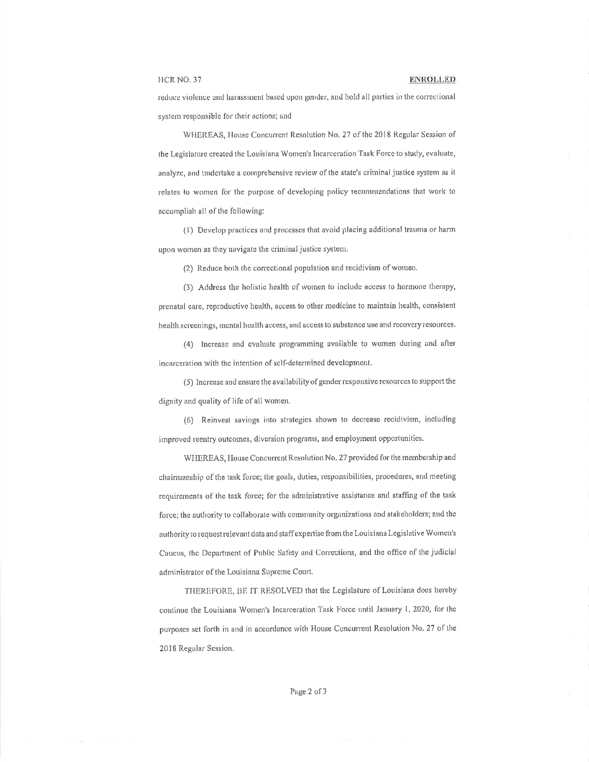reduce violence and harassment based upon gender, and hold all parties in the correctional system responsible for their actions; and

WHEREAS, House Concurrent Resolution No. 27 of the 2018 Regular Session of the Legislature created the Louisiana Women's Incarceration Task Force to study, evaluate, analyze, and undertake a comprehensive review of the state's criminal justice system as it relates to women for the purpose of developing policy recommendations that work to accomplish all of the following:

(1) Develop practices and processes that avoid placing additional trauma or harm upon women as they navigate the criminal justice system.

(2) Reduce both the correctional population and recidivism of women.

(3) Address the holistic health of women to include access to hormone therapy, prenatal care, reproductive health, access to other medicine to maintain health, consistent health screenings, mental health access, and access to substance use and recovery resources.

(4) Increase and evaluate programming available to women during and after incarceration with the intention of self-determined development.

(5) Increase and ensure the availability of gender responsive resources to support the dignity and quality of life of all women.

(6) Reinvest savings into strategies shown to decrease recidivism, including improved reentry outcomes, diversion programs, and employment opportunities.

WHEREAS, House Concurrent Resolution No. 27 provided for the membership and chairmanship of the task force; the goals, duties, responsibilities, procedures, and meeting requirements of the task force; for the administrative assistance and staffing of the task force; the authority to collaborate with community organizations and stakeholders; and the authority to request relevant data and staff expertise from the Louisiana Legislative Women's Caucus, the Department of Public Safety and Corrections, and the office of the judicial administrator of the Louisiana Supreme Court.

THEREFORE, BE IT RESOLVED that the Legislature of Louisiana does hereby continue the Louisiana Women's Incarceration Task Force until January 1, 2020, for the purposes set forth in and in accordance with House Concurrent Resolution No. 27 of the 2018 Regular Session.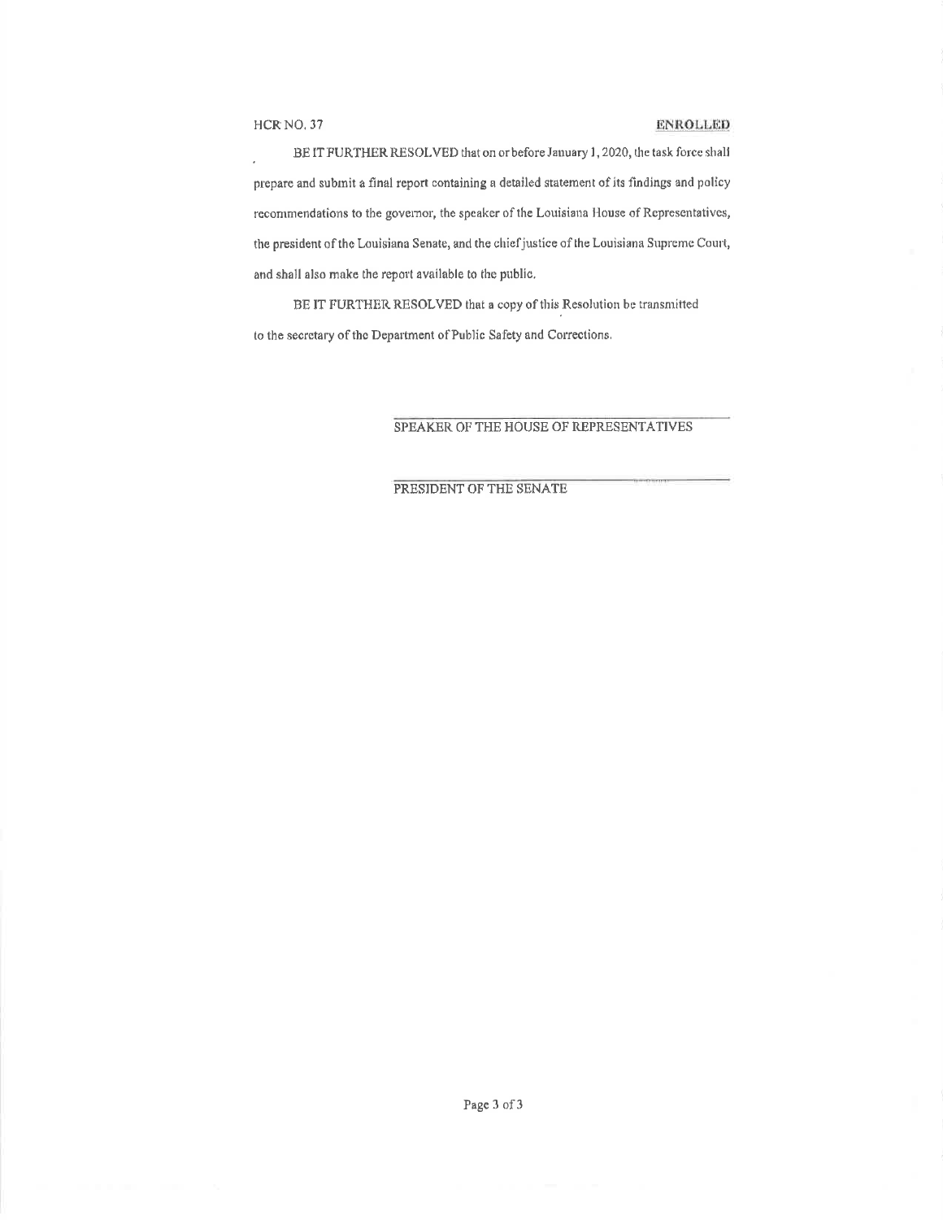BE IT FURTHER RESOLVED that on or before January 1, 2020, the task force shall prepare and submit a final report containing a detailed statement of its findings and policy recommendations to the governor, the speaker of the Louisiana House of Representatives, the president of the Louisiana Senate, and the chief justice of the Louisiana Supreme Court, and shall also make the report available to the public.

BE IT FURTHER RESOLVED that a copy of this Resolution be transmitted to the secretary of the Department of Public Safety and Corrections.

SPEAKER OF THE HOUSE OF REPRESENTATIVES

PRESIDENT OF THE SENATE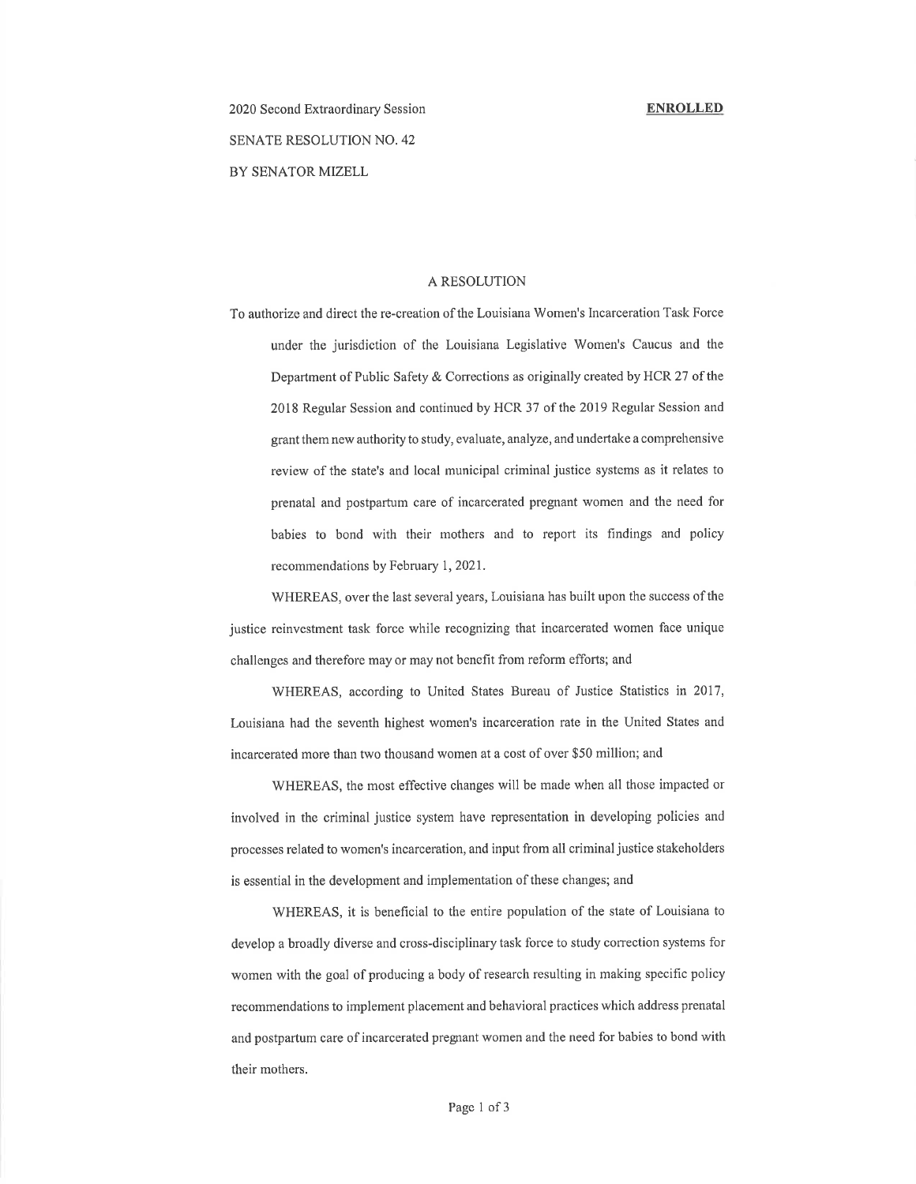2020 Second Extraordinary Session **ENROLLED**

SENATE RESOLUTION NO. 42

BY SENATOR MIZELL

A RESOLUTION

To authorize and direct the re-creation of the Louisiana Women's Incarceration Task Force under the jurisdiction of the Louisiana Legislative Women's Caucus and the Department of Public Safety & Corrections as originally created by HCR 27 of the 2018 Regular Session and continued by HCR 37 of the 2019 Regular Session and grant them new authority to study, evaluate, analyze, and undertake a comprehensive review of the state's and local municipal criminal justice systems as it relates to prenatal and postpartum care of incarcerated pregnant women and the need for babies to bond with their mothers and to report its findings and policy recommendations by February 1, 2021.

WHEREAS, over the last several years, Louisiana has built upon the success of the justice reinvestment task force while recognizing that incarcerated women face unique challenges and therefore may or may not benefit from reform efforts; and

WHEREAS, according to United States Bureau of Justice Statistics in 2017, Louisiana had the seventh highest women's incarceration rate in the United States and incarcerated more than two thousand women at a cost of over $50 million; and

WHEREAS, the most effective changes will be made when all those impacted or involved in the criminal justice system have representation in developing policies and processes related to women's incarceration, and input from all criminal justice stakeholders is essential in the development and implementation of these changes; and

WHEREAS, it is beneficial to the entire population of the state of Louisiana to develop a broadly diverse and cross-disciplinary task force to study correction systems for women with the goal of producing a body of research resulting in making specific policy recommendations to implement placement and behavioral practices which address prenatal and postpartum care of incarcerated pregnant women and the need for babies to bond with their mothers.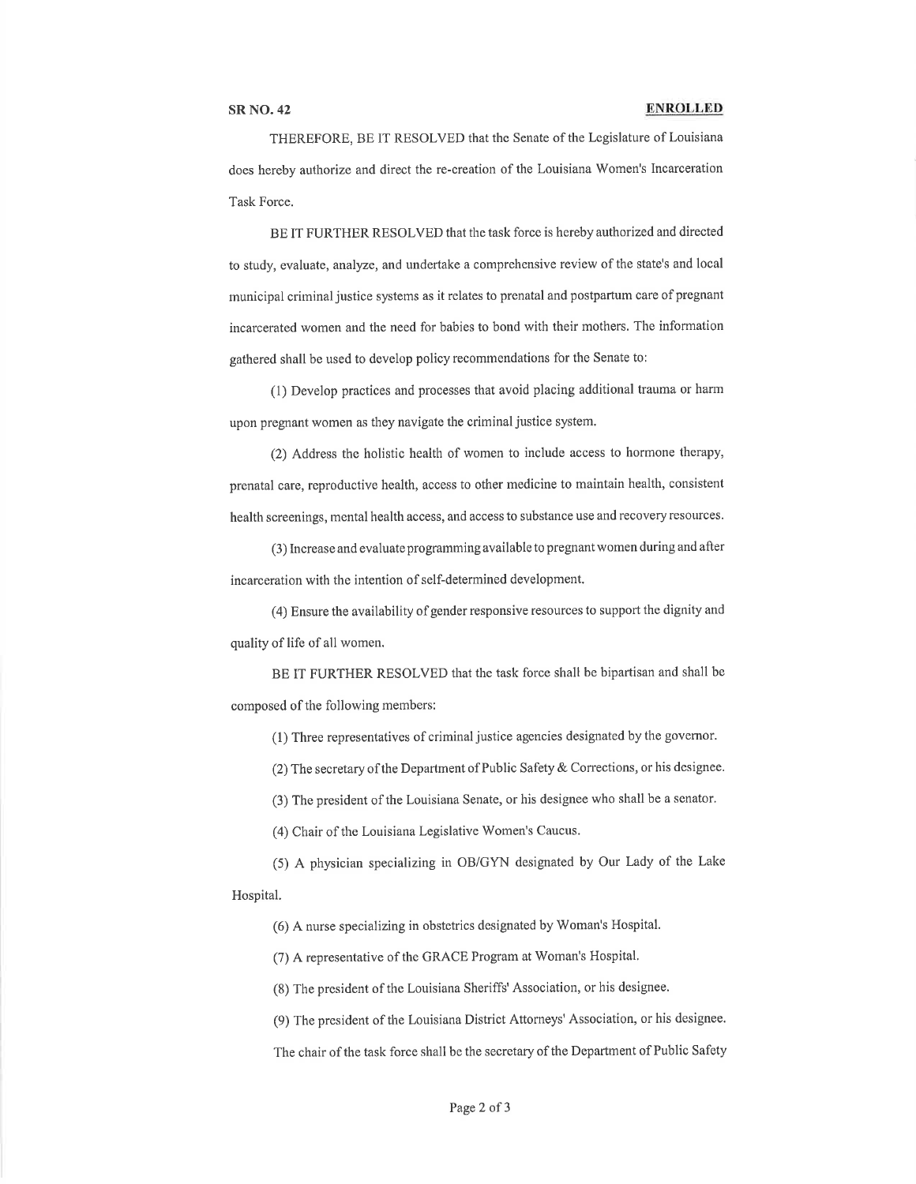THEREFORE, BE IT RESOLVED that the Senate of the Legislature of Louisiana does hereby authorize and direct the re-creation of the Louisiana Women's Incarceration Task Force.

BE IT FURTHER RESOLVED that the task force is hereby authorized and directed to study, evaluate, analyze, and undertake a comprehensive review of the state's and local municipal criminal justice systems as it relates to prenatal and postpartum care of pregnant incarcerated women and the need for babies to bond with their mothers. The information gathered shall be used to develop policy recommendations for the Senate to:

(1) Develop practices and processes that avoid placing additional trauma or harm upon pregnant women as they navigate the criminal justice system.

(2) Address the holistic health of women to include access to hormone therapy, prenatal care, reproductive health, access to other medicine to maintain health, consistent health screenings, mental health access, and access to substance use and recovery resources.

(3) Increase and evaluate programming available to pregnant women during and after incarceration with the intention of self-determined development.

(4) Ensure the availability of gender responsive resources to support the dignity and quality of life of all women.

BE IT FURTHER RESOLVED that the task force shall be bipartisan and shall be composed of the following members:

(1) Three representatives of criminal justice agencies designated by the governor.

(2) The secretary of the Department of Public Safety & Corrections, or his designee.

(3) The president of the Louisiana Senate, or his designee who shall be a senator.

(4) Chair of the Louisiana Legislative Women's Caucus.

(5) A physician specializing in OB/GYN designated by Our Lady of the Lake Hospital.

(6) A nurse specializing in obstetrics designated by Woman's Hospital.

(7) A representative of the GRACE Program at Woman's Hospital.

(8) The president of the Louisiana Sheriffs' Association, or his designee.

(9) The president of the Louisiana District Attorneys' Association, or his designee.

The chair of the task force shall be the secretary of the Department of Public Safety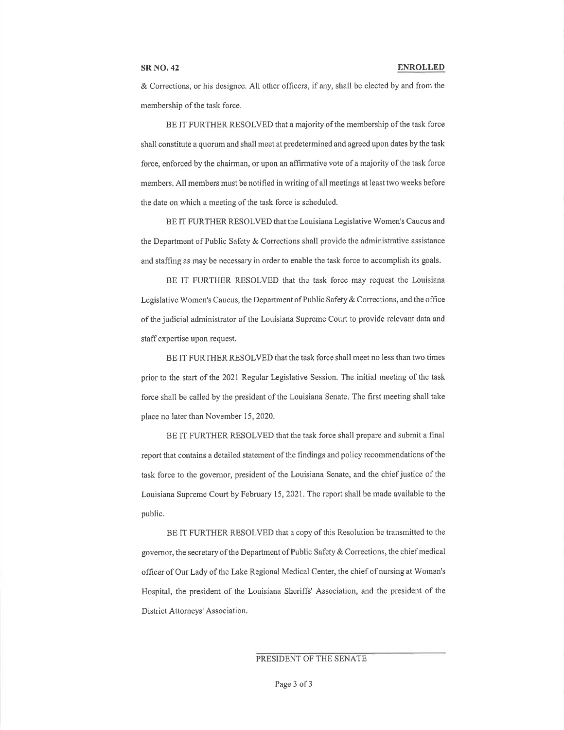& Corrections, or his designee. All other officers, if any, shall be elected by and from the membership of the task force.

BE IT FURTHER RESOLVED that a majority of the membership of the task force shall constitute a quorum and shall meet at predetermined and agreed upon dates by the task force, enforced by the chairman, or upon an affirmative vote of a majority of the task force members. All members must be notified in writing of all meetings at least two weeks before the date on which a meeting of the task force is scheduled.

BE IT FURTHER RESOLVED that the Louisiana Legislative Women's Caucus and the Department of Public Safety & Corrections shall provide the administrative assistance and staffing as may be necessary in order to enable the task force to accomplish its goals.

BE IT FURTHER RESOLVED that the task force may request the Louisiana Legislative Women's Caucus, the Department of Public Safety & Corrections, and the office of the judicial administrator of the Louisiana Supreme Court to provide relevant data and staff expertise upon request.

BE IT FURTHER RESOLVED that the task force shall meet no less than two times prior to the start of the 2021 Regular Legislative Session. The initial meeting of the task force shall be called by the president of the Louisiana Senate. The first meeting shall take place no later than November 15, 2020.

BE IT FURTHER RESOLVED that the task force shall prepare and submit a final report that contains a detailed statement of the findings and policy recommendations of the task force to the governor, president of the Louisiana Senate, and the chief justice of the Louisiana Supreme Court by February 15, 2021. The report shall be made available to the public.

BE IT FURTHER RESOLVED that a copy of this Resolution be transmitted to the governor, the secretary of the Department of Public Safety & Corrections, the chief medical officer of Our Lady of the Lake Regional Medical Center, the chief of nursing at Woman's Hospital, the president of the Louisiana Sheriffs' Association, and the president of the District Attorneys' Association.

PRESIDENT OF THE SENATE